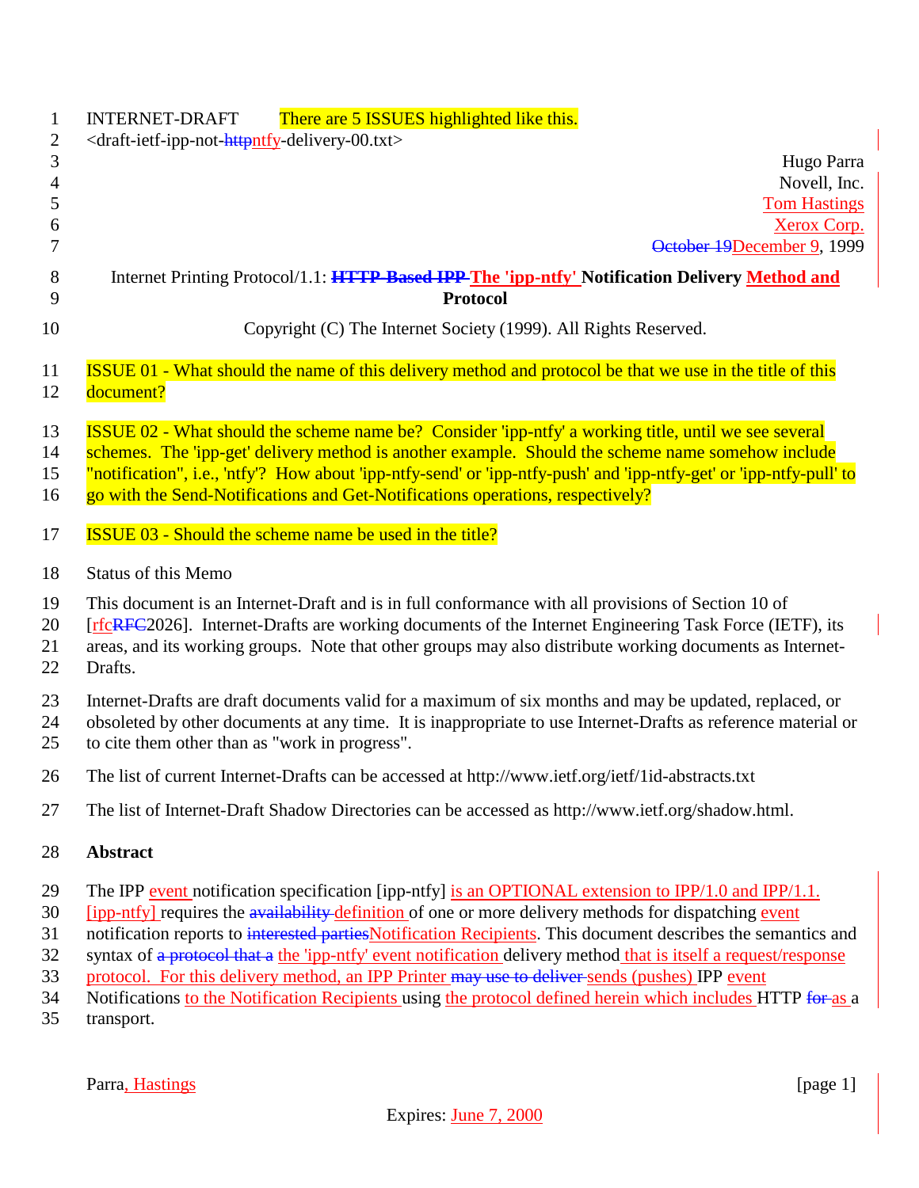INTERNET-DRAFT There are 5 ISSUES highlighted like this.
<draft-ietf-ipp-not-ntfy-delivery-00.txt>

Hugo Parra
Novell, Inc.
Tom Hastings
Xerox Corp.
December 9, 1999

**Internet Printing Protocol/1.1: The 'ipp-ntfy' Notification Delivery Method and Protocol**

Copyright (C) The Internet Society (1999). All Rights Reserved.

ISSUE 01 - What should the name of this delivery method and protocol be that we use in the title of this document?

ISSUE 02 - What should the scheme name be? Consider 'ipp-ntfy' a working title, until we see several schemes. The 'ipp-get' delivery method is another example. Should the scheme name somehow include "notification", i.e., 'ntfy'? How about 'ipp-ntfy-send' or 'ipp-ntfy-push' and 'ipp-ntfy-get' or 'ipp-ntfy-pull' to go with the Send-Notifications and Get-Notifications operations, respectively?

ISSUE 03 - Should the scheme name be used in the title?

Status of this Memo

This document is an Internet-Draft and is in full conformance with all provisions of Section 10 of [rfc2026]. Internet-Drafts are working documents of the Internet Engineering Task Force (IETF), its areas, and its working groups. Note that other groups may also distribute working documents as Internet-Drafts.

Internet-Drafts are draft documents valid for a maximum of six months and may be updated, replaced, or obsoleted by other documents at any time. It is inappropriate to use Internet-Drafts as reference material or to cite them other than as "work in progress".

The list of current Internet-Drafts can be accessed at http://www.ietf.org/ietf/1id-abstracts.txt

The list of Internet-Draft Shadow Directories can be accessed as http://www.ietf.org/shadow.html.

## Abstract

The IPP event notification specification [ipp-ntfy] is an OPTIONAL extension to IPP/1.0 and IPP/1.1. [ipp-ntfy] requires the definition of one or more delivery methods for dispatching event notification reports to Notification Recipients. This document describes the semantics and syntax of the 'ipp-ntfy' event notification delivery method that is itself a request/response protocol. For this delivery method, an IPP Printer sends (pushes) IPP event Notifications to the Notification Recipients using the protocol defined herein which includes HTTP as a transport.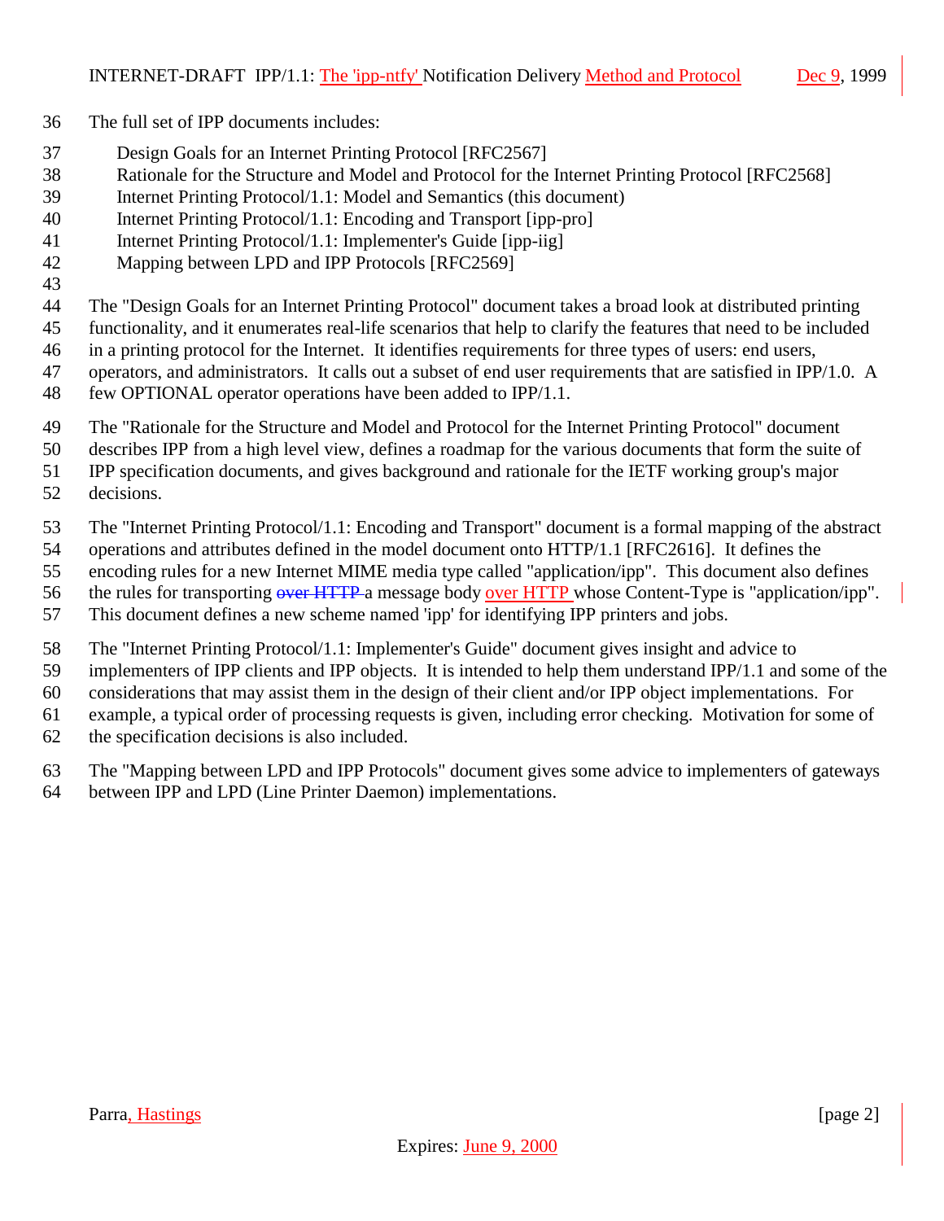The full set of IPP documents includes:

- Design Goals for an Internet Printing Protocol [RFC2567]
- Rationale for the Structure and Model and Protocol for the Internet Printing Protocol [RFC2568]
- Internet Printing Protocol/1.1: Model and Semantics (this document)
- Internet Printing Protocol/1.1: Encoding and Transport [ipp-pro]
- Internet Printing Protocol/1.1: Implementer's Guide [ipp-iig]
- Mapping between LPD and IPP Protocols [RFC2569]

The "Design Goals for an Internet Printing Protocol" document takes a broad look at distributed printing functionality, and it enumerates real-life scenarios that help to clarify the features that need to be included in a printing protocol for the Internet. It identifies requirements for three types of users: end users, operators, and administrators. It calls out a subset of end user requirements that are satisfied in IPP/1.0. A few OPTIONAL operator operations have been added to IPP/1.1.

The "Rationale for the Structure and Model and Protocol for the Internet Printing Protocol" document describes IPP from a high level view, defines a roadmap for the various documents that form the suite of IPP specification documents, and gives background and rationale for the IETF working group's major decisions.

The "Internet Printing Protocol/1.1: Encoding and Transport" document is a formal mapping of the abstract operations and attributes defined in the model document onto HTTP/1.1 [RFC2616]. It defines the encoding rules for a new Internet MIME media type called "application/ipp". This document also defines the rules for transporting ~~over HTTP~~ a message body over HTTP whose Content-Type is "application/ipp". This document defines a new scheme named 'ipp' for identifying IPP printers and jobs.

The "Internet Printing Protocol/1.1: Implementer's Guide" document gives insight and advice to implementers of IPP clients and IPP objects. It is intended to help them understand IPP/1.1 and some of the considerations that may assist them in the design of their client and/or IPP object implementations. For example, a typical order of processing requests is given, including error checking. Motivation for some of the specification decisions is also included.

The "Mapping between LPD and IPP Protocols" document gives some advice to implementers of gateways between IPP and LPD (Line Printer Daemon) implementations.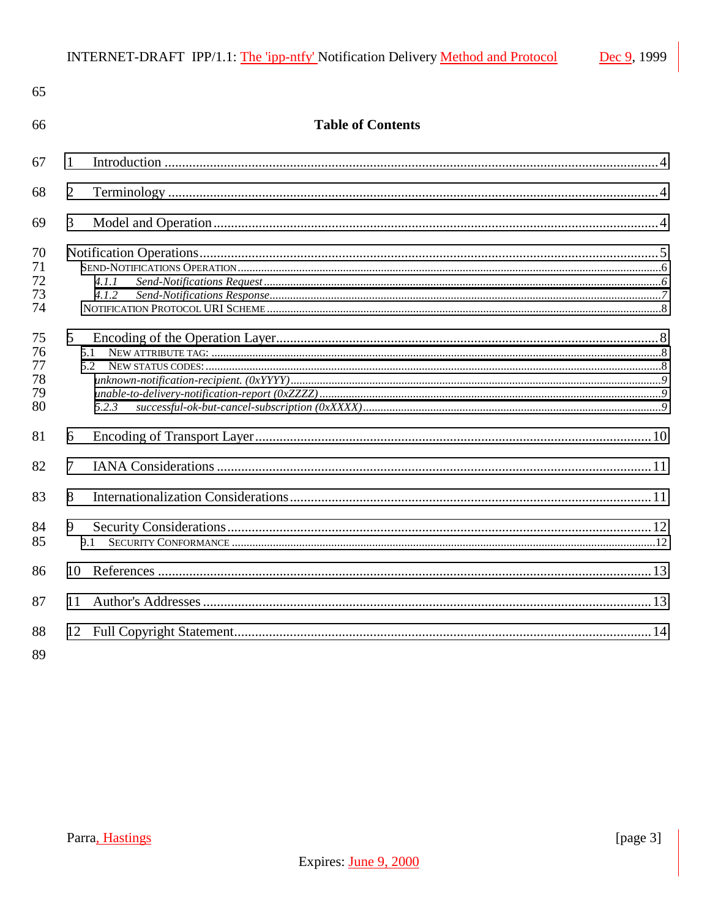## Table of Contents

1 Introduction ....................................................................................................................................4

2 Terminology ....................................................................................................................................4

3 Model and Operation .......................................................................................................................4

Notification Operations.........................................................................................................................5

Send-Notifications Operation....................................................................................................................6

4.1.1 *Send-Notifications Request*...........................................................................................................6

4.1.2 *Send-Notifications Response*.........................................................................................................7

Notification Protocol URI Scheme...........................................................................................................8

5 Encoding of the Operation Layer.........................................................................................................8

5.1 New attribute tag: ..............................................................................................................................8

5.2 New status codes: ..............................................................................................................................8

*unknown-notification-recipient. (0xYYYY)*.............................................................................................9

*unable-to-delivery-notification-report (0xZZZZ)*.....................................................................................9

*5.2.3 successful-ok-but-cancel-subscription (0xXXXX)*...............................................................................9

6 Encoding of Transport Layer.............................................................................................................10

7 IANA Considerations .......................................................................................................................11

8 Internationalization Considerations.....................................................................................................11

9 Security Considerations.....................................................................................................................12

9.1 Security Conformance ......................................................................................................................12

10 References .....................................................................................................................................13

11 Author's Addresses .........................................................................................................................13

12 Full Copyright Statement..................................................................................................................14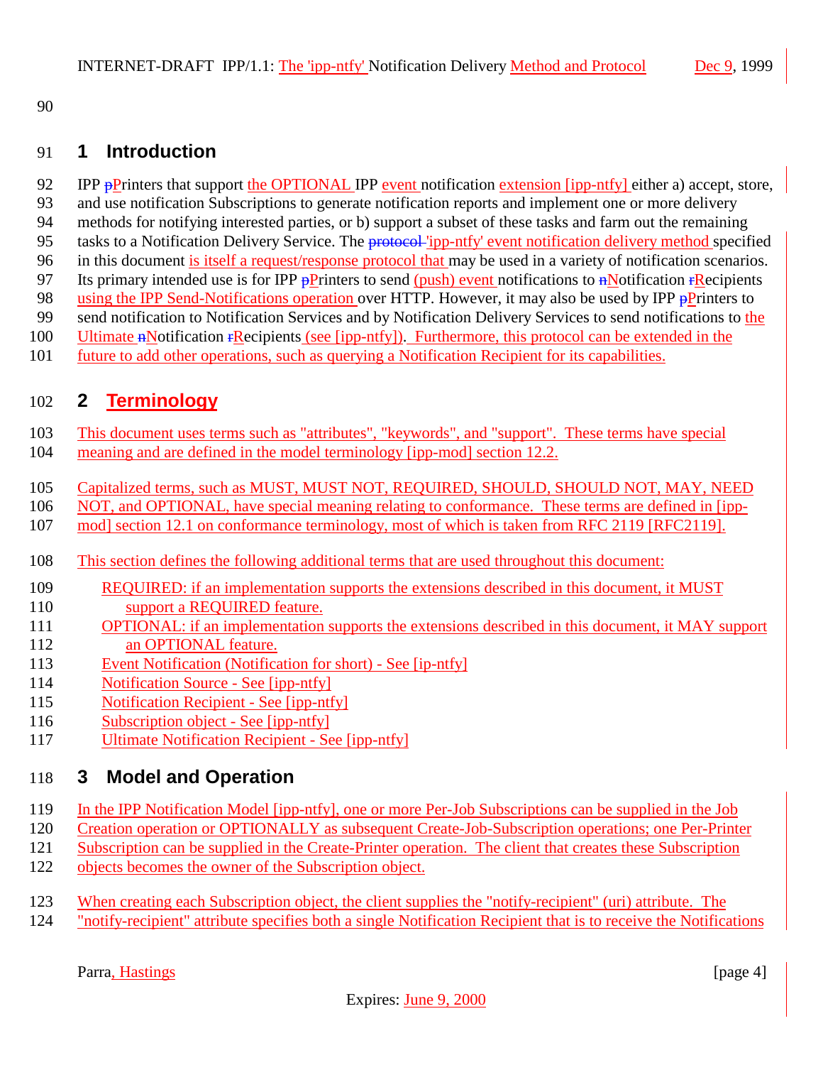# 1 Introduction

IPP Printers that support the OPTIONAL IPP event notification extension [ipp-ntfy] either a) accept, store, and use notification Subscriptions to generate notification reports and implement one or more delivery methods for notifying interested parties, or b) support a subset of these tasks and farm out the remaining tasks to a Notification Delivery Service. The 'ipp-ntfy' event notification delivery method specified in this document is itself a request/response protocol that may be used in a variety of notification scenarios. Its primary intended use is for IPP Printers to send (push) event notifications to Notification Recipients using the IPP Send-Notifications operation over HTTP. However, it may also be used by IPP Printers to send notification to Notification Services and by Notification Delivery Services to send notifications to the Ultimate Notification Recipients (see [ipp-ntfy]). Furthermore, this protocol can be extended in the future to add other operations, such as querying a Notification Recipient for its capabilities.

# 2 Terminology

This document uses terms such as "attributes", "keywords", and "support". These terms have special meaning and are defined in the model terminology [ipp-mod] section 12.2.

Capitalized terms, such as MUST, MUST NOT, REQUIRED, SHOULD, SHOULD NOT, MAY, NEED NOT, and OPTIONAL, have special meaning relating to conformance. These terms are defined in [ipp-mod] section 12.1 on conformance terminology, most of which is taken from RFC 2119 [RFC2119].

This section defines the following additional terms that are used throughout this document:

- REQUIRED: if an implementation supports the extensions described in this document, it MUST support a REQUIRED feature.
- OPTIONAL: if an implementation supports the extensions described in this document, it MAY support an OPTIONAL feature.
- Event Notification (Notification for short) - See [ip-ntfy]
- Notification Source - See [ipp-ntfy]
- Notification Recipient - See [ipp-ntfy]
- Subscription object - See [ipp-ntfy]
- Ultimate Notification Recipient - See [ipp-ntfy]

# 3 Model and Operation

In the IPP Notification Model [ipp-ntfy], one or more Per-Job Subscriptions can be supplied in the Job Creation operation or OPTIONALLY as subsequent Create-Job-Subscription operations; one Per-Printer Subscription can be supplied in the Create-Printer operation. The client that creates these Subscription objects becomes the owner of the Subscription object.

When creating each Subscription object, the client supplies the "notify-recipient" (uri) attribute. The "notify-recipient" attribute specifies both a single Notification Recipient that is to receive the Notifications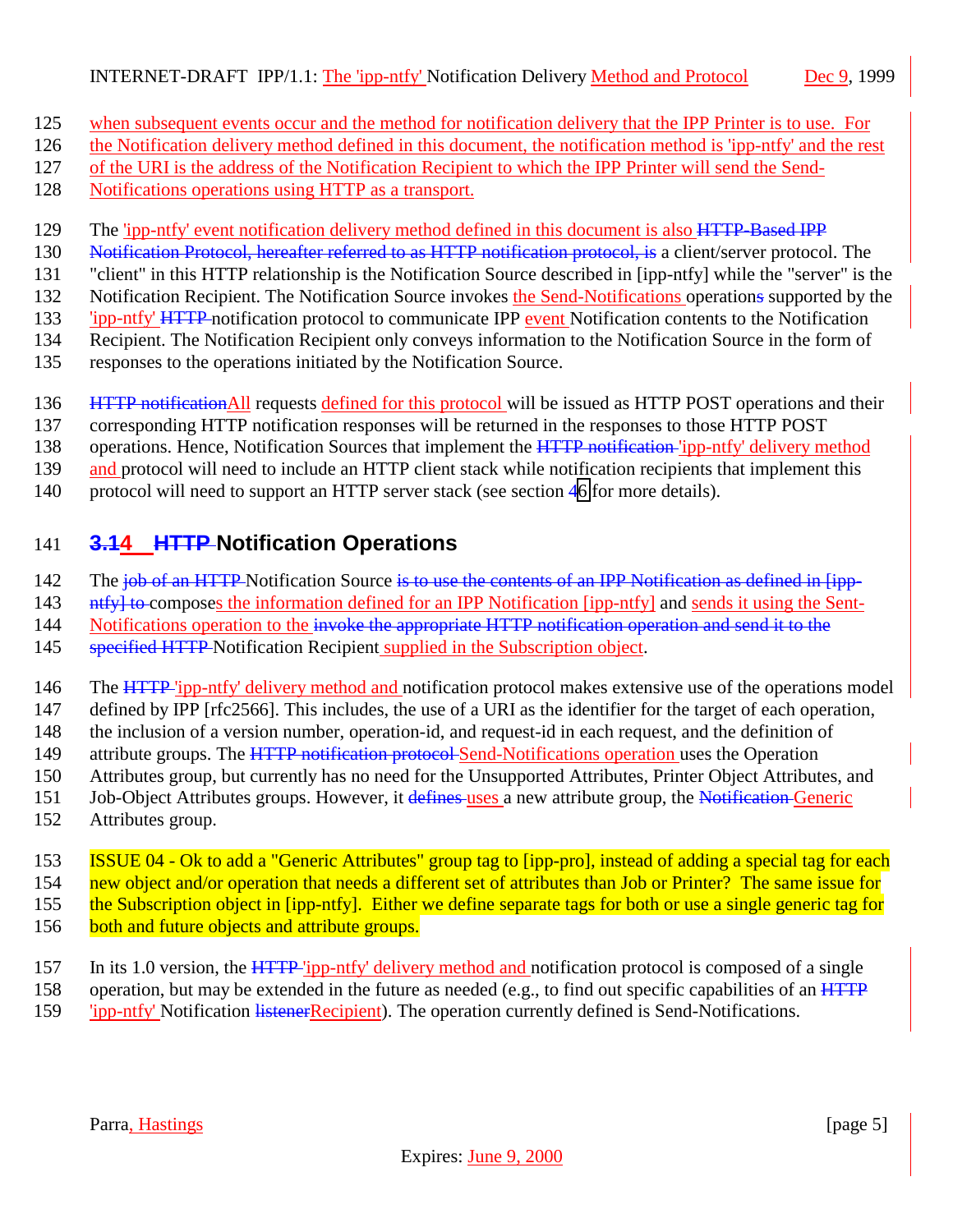when subsequent events occur and the method for notification delivery that the IPP Printer is to use. For the Notification delivery method defined in this document, the notification method is 'ipp-ntfy' and the rest of the URI is the address of the Notification Recipient to which the IPP Printer will send the Send-Notifications operations using HTTP as a transport.

The 'ipp-ntfy' event notification delivery method defined in this document is also ~~HTTP-Based IPP Notification Protocol, hereafter referred to as HTTP notification protocol, is~~ a client/server protocol. The "client" in this HTTP relationship is the Notification Source described in [ipp-ntfy] while the "server" is the Notification Recipient. The Notification Source invokes the Send-Notifications operation~~s~~ supported by the 'ipp-ntfy' ~~HTTP~~ notification protocol to communicate IPP event Notification contents to the Notification Recipient. The Notification Recipient only conveys information to the Notification Source in the form of responses to the operations initiated by the Notification Source.

~~HTTP notification~~All requests defined for this protocol will be issued as HTTP POST operations and their corresponding HTTP notification responses will be returned in the responses to those HTTP POST operations. Hence, Notification Sources that implement the ~~HTTP notification~~ 'ipp-ntfy' delivery method and protocol will need to include an HTTP client stack while notification recipients that implement this protocol will need to support an HTTP server stack (see section ~~4~~6 for more details).

## ~~3.1~~4 ~~HTTP~~ Notification Operations

The ~~job of an HTTP~~ Notification Source ~~is to use the contents of an IPP Notification as defined in [ipp-ntfy] to~~ composes the information defined for an IPP Notification [ipp-ntfy] and sends it using the Send-Notifications operation to the ~~invoke the appropriate HTTP notification operation and send it to the specified HTTP~~ Notification Recipient supplied in the Subscription object.

The ~~HTTP~~ 'ipp-ntfy' delivery method and notification protocol makes extensive use of the operations model defined by IPP [rfc2566]. This includes, the use of a URI as the identifier for the target of each operation, the inclusion of a version number, operation-id, and request-id in each request, and the definition of attribute groups. The ~~HTTP notification protocol~~ Send-Notifications operation uses the Operation Attributes group, but currently has no need for the Unsupported Attributes, Printer Object Attributes, and Job-Object Attributes groups. However, it ~~defines~~ uses a new attribute group, the ~~Notification~~ Generic Attributes group.

ISSUE 04 - Ok to add a "Generic Attributes" group tag to [ipp-pro], instead of adding a special tag for each new object and/or operation that needs a different set of attributes than Job or Printer? The same issue for the Subscription object in [ipp-ntfy]. Either we define separate tags for both or use a single generic tag for both and future objects and attribute groups.

In its 1.0 version, the ~~HTTP~~ 'ipp-ntfy' delivery method and notification protocol is composed of a single operation, but may be extended in the future as needed (e.g., to find out specific capabilities of an ~~HTTP~~ 'ipp-ntfy' Notification ~~listener~~Recipient). The operation currently defined is Send-Notifications.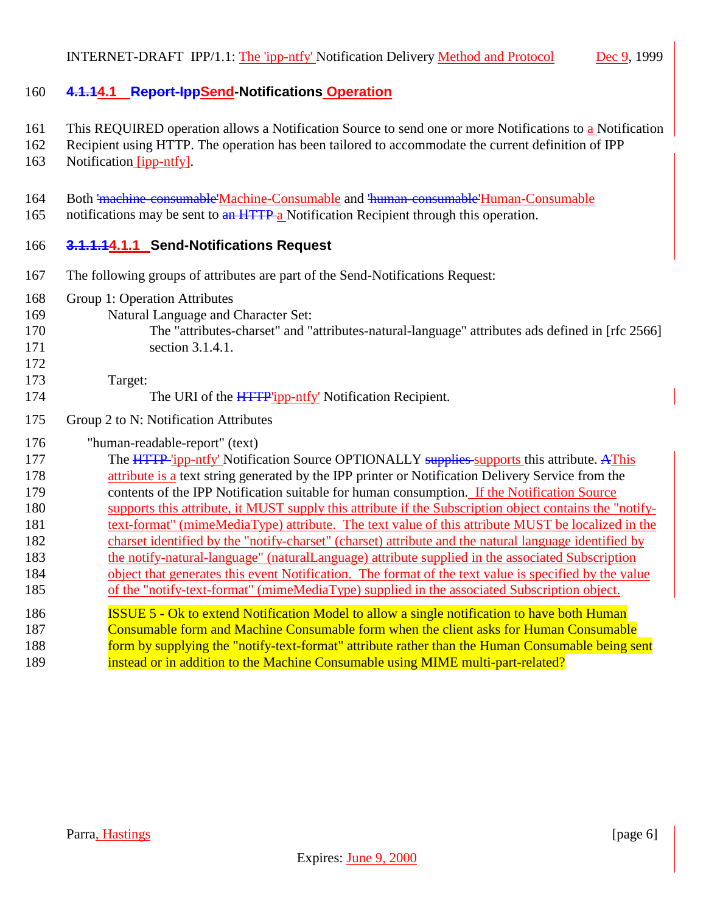### 4.1.14.1 Report-IppSend-Notifications Operation

This REQUIRED operation allows a Notification Source to send one or more Notifications to a Notification Recipient using HTTP. The operation has been tailored to accommodate the current definition of IPP Notification [ipp-ntfy].

Both 'machine-consumable'Machine-Consumable and 'human-consumable'Human-Consumable notifications may be sent to an HTTP a Notification Recipient through this operation.

#### 3.1.1.14.1.1 Send-Notifications Request

The following groups of attributes are part of the Send-Notifications Request:

Group 1: Operation Attributes

Natural Language and Character Set:

The "attributes-charset" and "attributes-natural-language" attributes ads defined in [rfc 2566] section 3.1.4.1.

Target:

The URI of the HTTP'ipp-ntfy' Notification Recipient.

Group 2 to N: Notification Attributes

"human-readable-report" (text)

The HTTP 'ipp-ntfy' Notification Source OPTIONALLY supplies supports this attribute. AThis attribute is a text string generated by the IPP printer or Notification Delivery Service from the contents of the IPP Notification suitable for human consumption. If the Notification Source supports this attribute, it MUST supply this attribute if the Subscription object contains the "notify-text-format" (mimeMediaType) attribute. The text value of this attribute MUST be localized in the charset identified by the "notify-charset" (charset) attribute and the natural language identified by the notify-natural-language" (naturalLanguage) attribute supplied in the associated Subscription object that generates this event Notification. The format of the text value is specified by the value of the "notify-text-format" (mimeMediaType) supplied in the associated Subscription object.

ISSUE 5 - Ok to extend Notification Model to allow a single notification to have both Human Consumable form and Machine Consumable form when the client asks for Human Consumable form by supplying the "notify-text-format" attribute rather than the Human Consumable being sent instead or in addition to the Machine Consumable using MIME multi-part-related?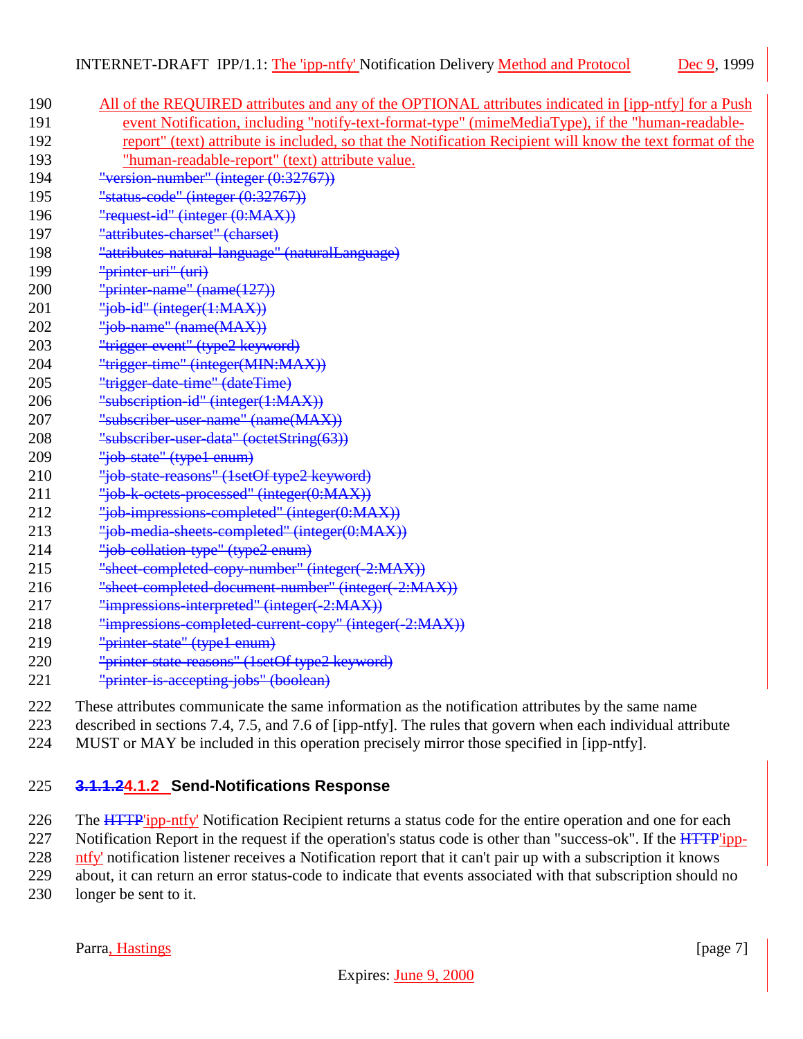All of the REQUIRED attributes and any of the OPTIONAL attributes indicated in [ipp-ntfy] for a Push event Notification, including "notify-text-format-type" (mimeMediaType), if the "human-readable-report" (text) attribute is included, so that the Notification Recipient will know the text format of the "human-readable-report" (text) attribute value.

~~"version-number" (integer (0:32767))~~
~~"status-code" (integer (0:32767))~~
~~"request-id" (integer (0:MAX))~~
~~"attributes-charset" (charset)~~
~~"attributes-natural-language" (naturalLanguage)~~
~~"printer-uri" (uri)~~
~~"printer-name" (name(127))~~
~~"job-id" (integer(1:MAX))~~
~~"job-name" (name(MAX))~~
~~"trigger-event" (type2 keyword)~~
~~"trigger-time" (integer(MIN:MAX))~~
~~"trigger-date-time" (dateTime)~~
~~"subscription-id" (integer(1:MAX))~~
~~"subscriber-user-name" (name(MAX))~~
~~"subscriber-user-data" (octetString(63))~~
~~"job-state" (type1 enum)~~
~~"job-state-reasons" (1setOf type2 keyword)~~
~~"job-k-octets-processed" (integer(0:MAX))~~
~~"job-impressions-completed" (integer(0:MAX))~~
~~"job-media-sheets-completed" (integer(0:MAX))~~
~~"job-collation-type" (type2 enum)~~
~~"sheet-completed-copy-number" (integer(-2:MAX))~~
~~"sheet-completed-document-number" (integer(-2:MAX))~~
~~"impressions-interpreted" (integer(-2:MAX))~~
~~"impressions-completed-current-copy" (integer(-2:MAX))~~
~~"printer-state" (type1 enum)~~
~~"printer-state-reasons" (1setOf type2 keyword)~~
~~"printer-is-accepting-jobs" (boolean)~~

These attributes communicate the same information as the notification attributes by the same name described in sections 7.4, 7.5, and 7.6 of [ipp-ntfy]. The rules that govern when each individual attribute MUST or MAY be included in this operation precisely mirror those specified in [ipp-ntfy].

#### ~~3.1.1.2~~4.1.2 Send-Notifications Response

The ~~HTTP~~'ipp-ntfy' Notification Recipient returns a status code for the entire operation and one for each Notification Report in the request if the operation's status code is other than "success-ok". If the ~~HTTP~~'ipp-ntfy' notification listener receives a Notification report that it can't pair up with a subscription it knows about, it can return an error status-code to indicate that events associated with that subscription should no longer be sent to it.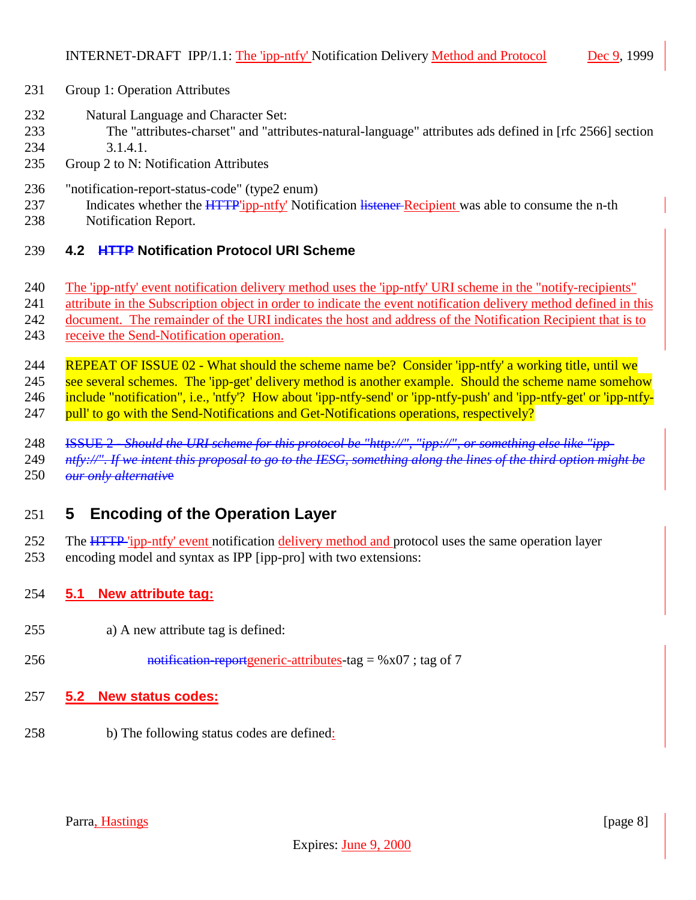Group 1: Operation Attributes

Natural Language and Character Set:
The "attributes-charset" and "attributes-natural-language" attributes ads defined in [rfc 2566] section 3.1.4.1.

Group 2 to N: Notification Attributes

"notification-report-status-code" (type2 enum)
Indicates whether the ~~HTTP~~'ipp-ntfy' Notification ~~listener~~ Recipient was able to consume the n-th Notification Report.

### 4.2 ~~HTTP~~ Notification Protocol URI Scheme

The 'ipp-ntfy' event notification delivery method uses the 'ipp-ntfy' URI scheme in the "notify-recipients" attribute in the Subscription object in order to indicate the event notification delivery method defined in this document. The remainder of the URI indicates the host and address of the Notification Recipient that is to receive the Send-Notification operation.

REPEAT OF ISSUE 02 - What should the scheme name be? Consider 'ipp-ntfy' a working title, until we see several schemes. The 'ipp-get' delivery method is another example. Should the scheme name somehow include "notification", i.e., 'ntfy'? How about 'ipp-ntfy-send' or 'ipp-ntfy-push' and 'ipp-ntfy-get' or 'ipp-ntfy-pull' to go with the Send-Notifications and Get-Notifications operations, respectively?

~~ISSUE 2 - *Should the URI scheme for this protocol be "http://", "ipp://", or something else like "ipp-ntfy://". If we intent this proposal to go to the IESG, something along the lines of the third option might be our only alternative*~~

## 5 Encoding of the Operation Layer

The ~~HTTP~~ 'ipp-ntfy' event notification delivery method and protocol uses the same operation layer encoding model and syntax as IPP [ipp-pro] with two extensions:

### 5.1 New attribute tag:

a) A new attribute tag is defined:

~~notification-report~~generic-attributes-tag = %x07 ; tag of 7

### 5.2 New status codes:

b) The following status codes are defined: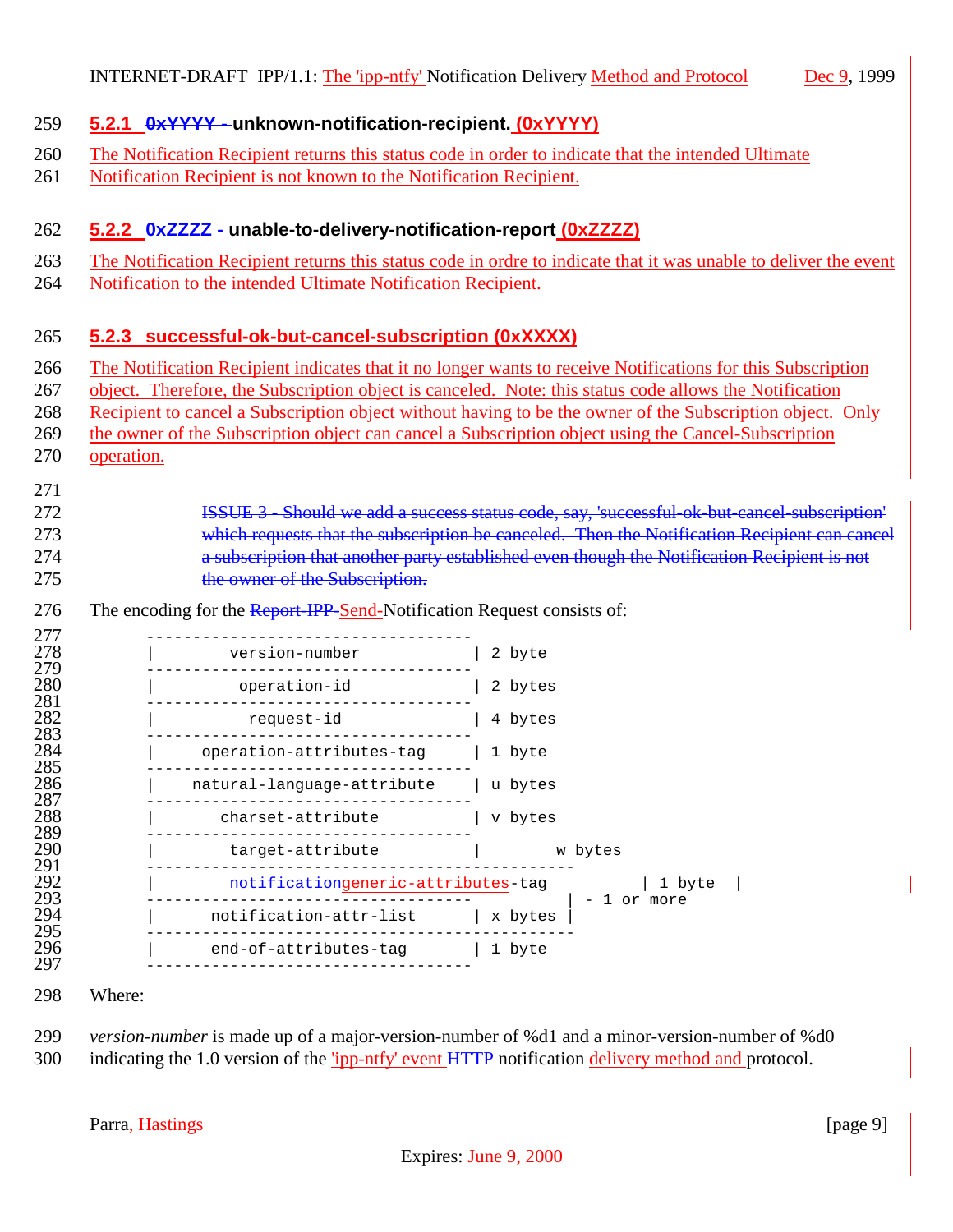### 5.2.1 ~~0xYYYY -~~ unknown-notification-recipient. (0xYYYY)

The Notification Recipient returns this status code in order to indicate that the intended Ultimate Notification Recipient is not known to the Notification Recipient.

### 5.2.2 ~~0xZZZZ -~~ unable-to-delivery-notification-report (0xZZZZ)

The Notification Recipient returns this status code in ordre to indicate that it was unable to deliver the event Notification to the intended Ultimate Notification Recipient.

### 5.2.3 successful-ok-but-cancel-subscription (0xXXXX)

The Notification Recipient indicates that it no longer wants to receive Notifications for this Subscription object. Therefore, the Subscription object is canceled. Note: this status code allows the Notification Recipient to cancel a Subscription object without having to be the owner of the Subscription object. Only the owner of the Subscription object can cancel a Subscription object using the Cancel-Subscription operation.

> ~~ISSUE 3 - Should we add a success status code, say, 'successful-ok-but-cancel-subscription' which requests that the subscription be canceled. Then the Notification Recipient can cancel a subscription that another party established even though the Notification Recipient is not the owner of the Subscription.~~

The encoding for the ~~Report-IPP-~~Send-Notification Request consists of:

```
-----------------------------------
|       version-number            | 2 byte
-----------------------------------
|        operation-id             | 2 bytes
-----------------------------------
|         request-id              | 4 bytes
-----------------------------------
|     operation-attributes-tag    | 1 byte
-----------------------------------
|    natural-language-attribute   | u bytes
-----------------------------------
|      charset-attribute          | v bytes
-----------------------------------
|       target-attribute          |       w bytes
--------------------------------------------
|       notificationgeneric-attributes-tag          | 1 byte  |
-----------------------------------          | - 1 or more
|     notification-attr-list      | x bytes |
--------------------------------------------
|     end-of-attributes-tag       | 1 byte
-----------------------------------
```

Where:

*version-number* is made up of a major-version-number of %d1 and a minor-version-number of %d0 indicating the 1.0 version of the 'ipp-ntfy' event ~~HTTP~~ notification delivery method and protocol.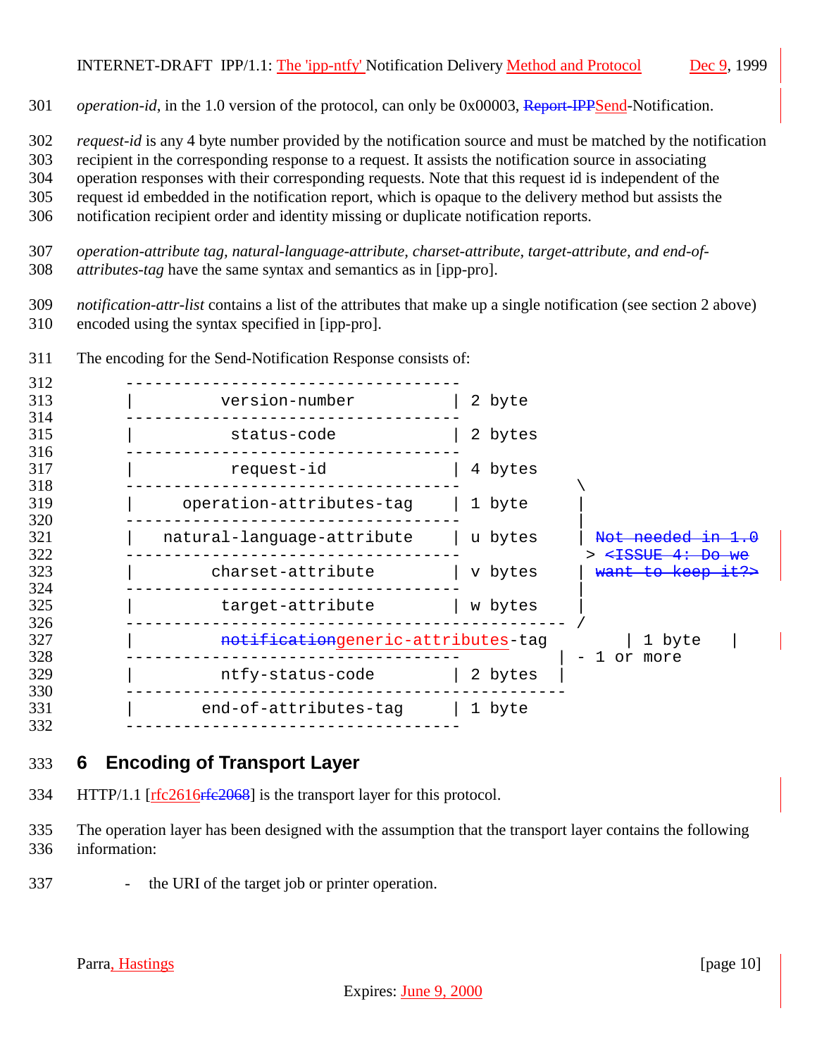*operation-id*, in the 1.0 version of the protocol, can only be 0x00003, ~~Report-IPP~~Send-Notification.

*request-id* is any 4 byte number provided by the notification source and must be matched by the notification recipient in the corresponding response to a request. It assists the notification source in associating operation responses with their corresponding requests. Note that this request id is independent of the request id embedded in the notification report, which is opaque to the delivery method but assists the notification recipient order and identity missing or duplicate notification reports.

*operation-attribute tag, natural-language-attribute, charset-attribute, target-attribute, and end-of-attributes-tag* have the same syntax and semantics as in [ipp-pro].

*notification-attr-list* contains a list of the attributes that make up a single notification (see section 2 above) encoded using the syntax specified in [ipp-pro].

The encoding for the Send-Notification Response consists of:

```
-----------------------------------
|        version-number           | 2 byte
-----------------------------------
|         status-code             | 2 bytes
-----------------------------------
|         request-id              | 4 bytes
-----------------------------------           \
|    operation-attributes-tag     | 1 byte     |
-----------------------------------            |
|   natural-language-attribute    | u bytes    | Not needed in 1.0
-----------------------------------             > <ISSUE 4: Do we
|       charset-attribute         | v bytes    | want to keep it?>
-----------------------------------            |
|        target-attribute         | w bytes    |
----------------------------------------------- /
|        notificationgeneric-attributes-tag        | 1 byte   |
-----------------------------------           | - 1 or more
|        ntfy-status-code         | 2 bytes   |
----------------------------------------------
|      end-of-attributes-tag      | 1 byte
-----------------------------------
```

## 6 Encoding of Transport Layer

HTTP/1.1 [rfc2616~~rfc2068~~] is the transport layer for this protocol.

The operation layer has been designed with the assumption that the transport layer contains the following information:

- the URI of the target job or printer operation.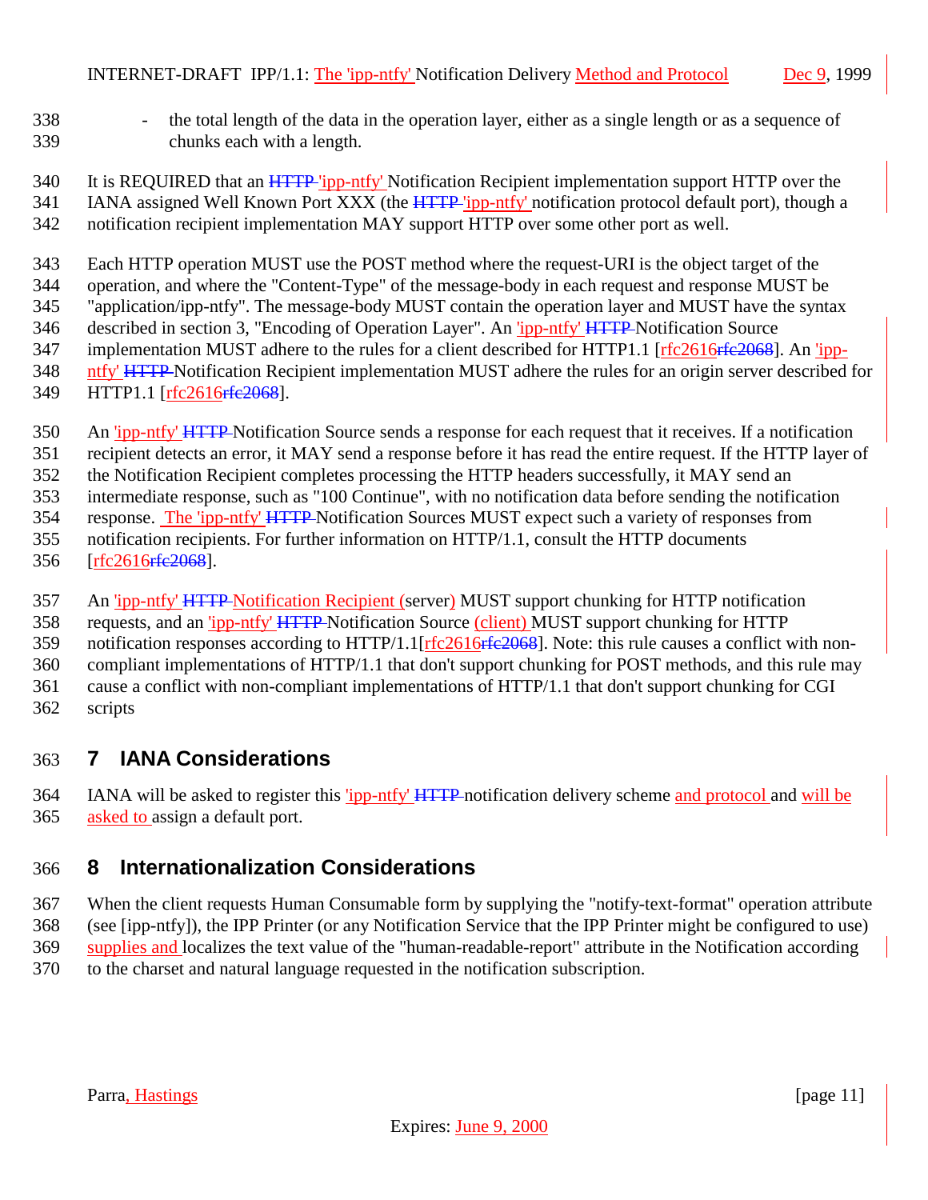- the total length of the data in the operation layer, either as a single length or as a sequence of chunks each with a length.

It is REQUIRED that an HTTP 'ipp-ntfy' Notification Recipient implementation support HTTP over the IANA assigned Well Known Port XXX (the HTTP 'ipp-ntfy' notification protocol default port), though a notification recipient implementation MAY support HTTP over some other port as well.

Each HTTP operation MUST use the POST method where the request-URI is the object target of the operation, and where the "Content-Type" of the message-body in each request and response MUST be "application/ipp-ntfy". The message-body MUST contain the operation layer and MUST have the syntax described in section 3, "Encoding of Operation Layer". An 'ipp-ntfy' HTTP Notification Source implementation MUST adhere to the rules for a client described for HTTP1.1 [rfc2616rfc2068]. An 'ipp-ntfy' HTTP Notification Recipient implementation MUST adhere the rules for an origin server described for HTTP1.1 [rfc2616rfc2068].

An 'ipp-ntfy' HTTP Notification Source sends a response for each request that it receives. If a notification recipient detects an error, it MAY send a response before it has read the entire request. If the HTTP layer of the Notification Recipient completes processing the HTTP headers successfully, it MAY send an intermediate response, such as "100 Continue", with no notification data before sending the notification response. The 'ipp-ntfy' HTTP Notification Sources MUST expect such a variety of responses from notification recipients. For further information on HTTP/1.1, consult the HTTP documents [rfc2616rfc2068].

An 'ipp-ntfy' HTTP Notification Recipient (server) MUST support chunking for HTTP notification requests, and an 'ipp-ntfy' HTTP Notification Source (client) MUST support chunking for HTTP notification responses according to HTTP/1.1[rfc2616rfc2068]. Note: this rule causes a conflict with non-compliant implementations of HTTP/1.1 that don't support chunking for POST methods, and this rule may cause a conflict with non-compliant implementations of HTTP/1.1 that don't support chunking for CGI scripts

## 7 IANA Considerations

IANA will be asked to register this 'ipp-ntfy' HTTP notification delivery scheme and protocol and will be asked to assign a default port.

## 8 Internationalization Considerations

When the client requests Human Consumable form by supplying the "notify-text-format" operation attribute (see [ipp-ntfy]), the IPP Printer (or any Notification Service that the IPP Printer might be configured to use) supplies and localizes the text value of the "human-readable-report" attribute in the Notification according to the charset and natural language requested in the notification subscription.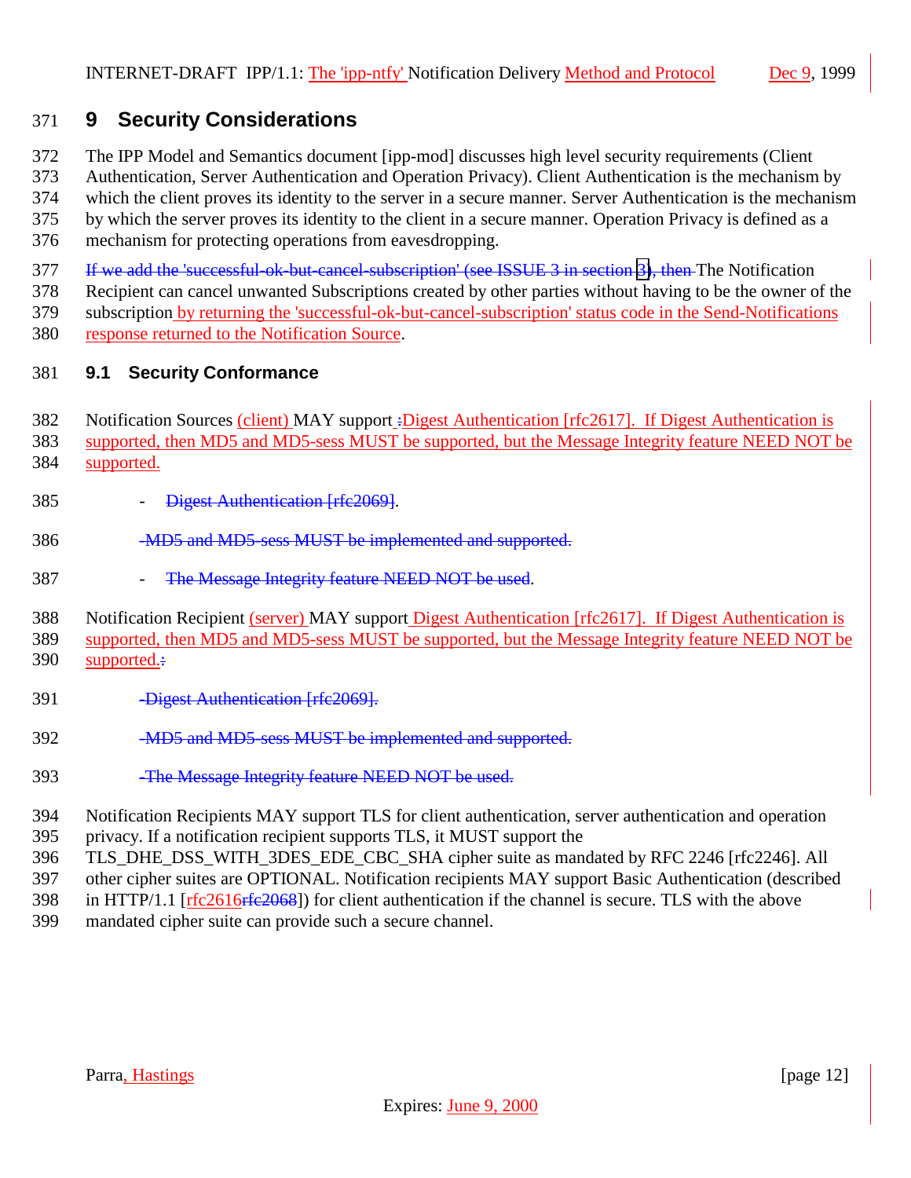# 9 Security Considerations

The IPP Model and Semantics document [ipp-mod] discusses high level security requirements (Client Authentication, Server Authentication and Operation Privacy). Client Authentication is the mechanism by which the client proves its identity to the server in a secure manner. Server Authentication is the mechanism by which the server proves its identity to the client in a secure manner. Operation Privacy is defined as a mechanism for protecting operations from eavesdropping.

~~If we add the 'successful-ok-but-cancel-subscription' (see ISSUE 3 in section 3), then~~ The Notification Recipient can cancel unwanted Subscriptions created by other parties without having to be the owner of the subscription by returning the 'successful-ok-but-cancel-subscription' status code in the Send-Notifications response returned to the Notification Source.

## 9.1 Security Conformance

Notification Sources (client) MAY support ~~:~~Digest Authentication [rfc2617]. If Digest Authentication is supported, then MD5 and MD5-sess MUST be supported, but the Message Integrity feature NEED NOT be supported.

- ~~Digest Authentication [rfc2069]~~.

~~-MD5 and MD5-sess MUST be implemented and supported.~~

- ~~The Message Integrity feature NEED NOT be used~~.

Notification Recipient (server) MAY support Digest Authentication [rfc2617]. If Digest Authentication is supported, then MD5 and MD5-sess MUST be supported, but the Message Integrity feature NEED NOT be supported.~~:~~

~~-Digest Authentication [rfc2069].~~

~~-MD5 and MD5-sess MUST be implemented and supported.~~

~~-The Message Integrity feature NEED NOT be used.~~

Notification Recipients MAY support TLS for client authentication, server authentication and operation privacy. If a notification recipient supports TLS, it MUST support the TLS_DHE_DSS_WITH_3DES_EDE_CBC_SHA cipher suite as mandated by RFC 2246 [rfc2246]. All other cipher suites are OPTIONAL. Notification recipients MAY support Basic Authentication (described in HTTP/1.1 [rfc2616~~rfc2068~~]) for client authentication if the channel is secure. TLS with the above mandated cipher suite can provide such a secure channel.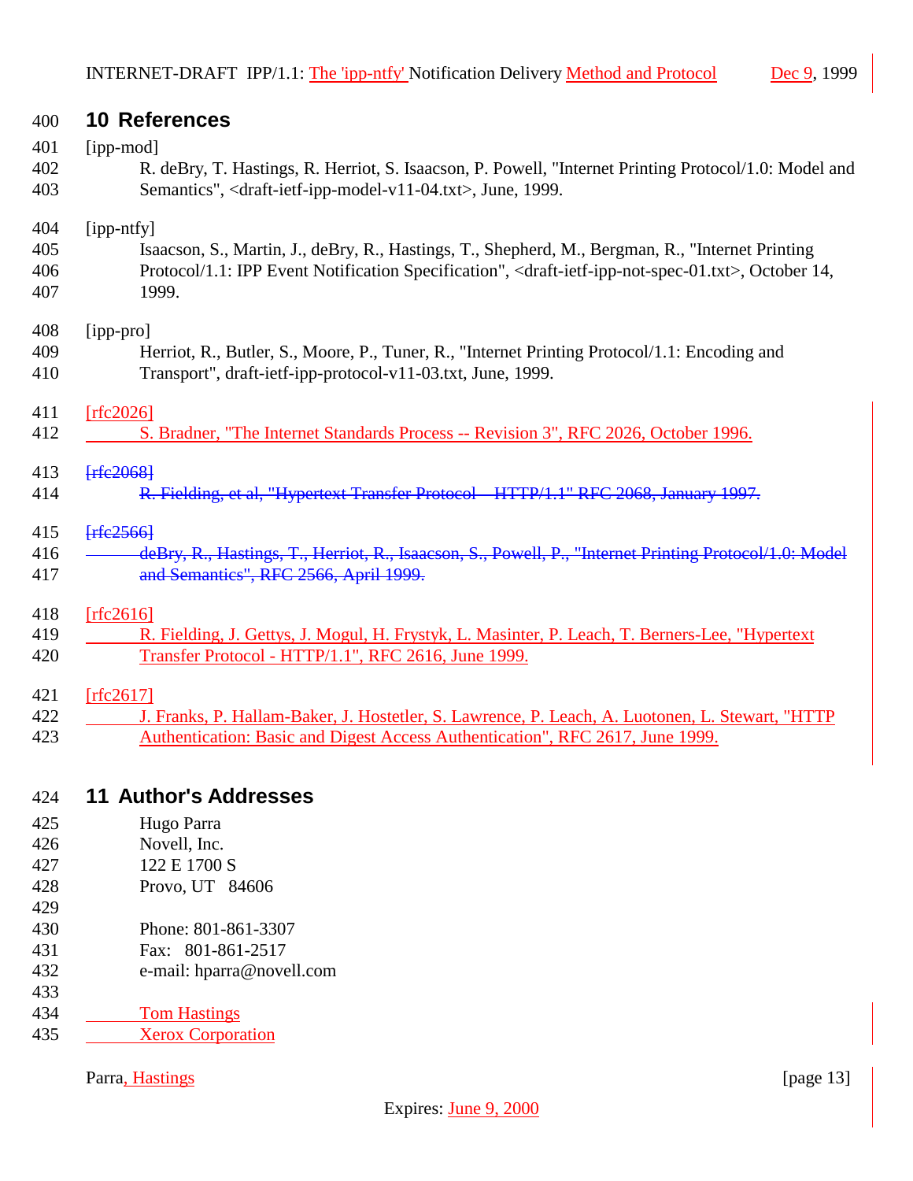## 10 References

[ipp-mod]

R. deBry, T. Hastings, R. Herriot, S. Isaacson, P. Powell, "Internet Printing Protocol/1.0: Model and Semantics", <draft-ietf-ipp-model-v11-04.txt>, June, 1999.

[ipp-ntfy]

Isaacson, S., Martin, J., deBry, R., Hastings, T., Shepherd, M., Bergman, R., "Internet Printing Protocol/1.1: IPP Event Notification Specification", <draft-ietf-ipp-not-spec-01.txt>, October 14, 1999.

[ipp-pro]

Herriot, R., Butler, S., Moore, P., Tuner, R., "Internet Printing Protocol/1.1: Encoding and Transport", draft-ietf-ipp-protocol-v11-03.txt, June, 1999.

[rfc2026]

S. Bradner, "The Internet Standards Process -- Revision 3", RFC 2026, October 1996.

~~[rfc2068]~~

~~R. Fielding, et al, "Hypertext Transfer Protocol – HTTP/1.1" RFC 2068, January 1997.~~

~~[rfc2566]~~

~~deBry, R., Hastings, T., Herriot, R., Isaacson, S., Powell, P., "Internet Printing Protocol/1.0: Model and Semantics", RFC 2566, April 1999.~~

[rfc2616]

R. Fielding, J. Gettys, J. Mogul, H. Frystyk, L. Masinter, P. Leach, T. Berners-Lee, "Hypertext Transfer Protocol - HTTP/1.1", RFC 2616, June 1999.

[rfc2617]

J. Franks, P. Hallam-Baker, J. Hostetler, S. Lawrence, P. Leach, A. Luotonen, L. Stewart, "HTTP Authentication: Basic and Digest Access Authentication", RFC 2617, June 1999.

## 11 Author's Addresses

Hugo Parra
Novell, Inc.
122 E 1700 S
Provo, UT 84606

Phone: 801-861-3307
Fax: 801-861-2517
e-mail: hparra@novell.com

Tom Hastings
Xerox Corporation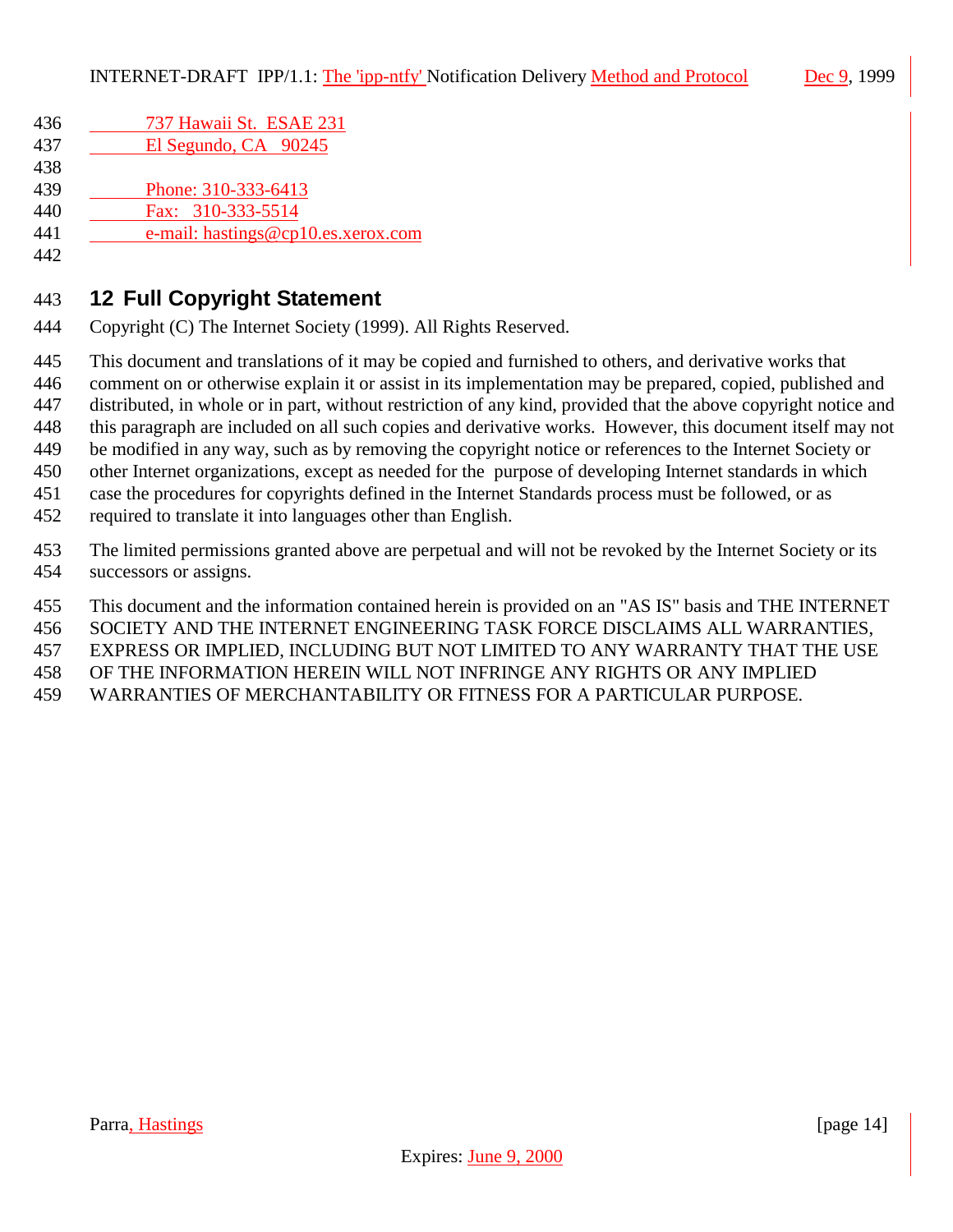737 Hawaii St.  ESAE 231
El Segundo, CA   90245

Phone: 310-333-6413
Fax:   310-333-5514
e-mail: hastings@cp10.es.xerox.com

## 12 Full Copyright Statement

Copyright (C) The Internet Society (1999). All Rights Reserved.

This document and translations of it may be copied and furnished to others, and derivative works that comment on or otherwise explain it or assist in its implementation may be prepared, copied, published and distributed, in whole or in part, without restriction of any kind, provided that the above copyright notice and this paragraph are included on all such copies and derivative works.  However, this document itself may not be modified in any way, such as by removing the copyright notice or references to the Internet Society or other Internet organizations, except as needed for the  purpose of developing Internet standards in which case the procedures for copyrights defined in the Internet Standards process must be followed, or as required to translate it into languages other than English.

The limited permissions granted above are perpetual and will not be revoked by the Internet Society or its successors or assigns.

This document and the information contained herein is provided on an "AS IS" basis and THE INTERNET SOCIETY AND THE INTERNET ENGINEERING TASK FORCE DISCLAIMS ALL WARRANTIES, EXPRESS OR IMPLIED, INCLUDING BUT NOT LIMITED TO ANY WARRANTY THAT THE USE OF THE INFORMATION HEREIN WILL NOT INFRINGE ANY RIGHTS OR ANY IMPLIED WARRANTIES OF MERCHANTABILITY OR FITNESS FOR A PARTICULAR PURPOSE.